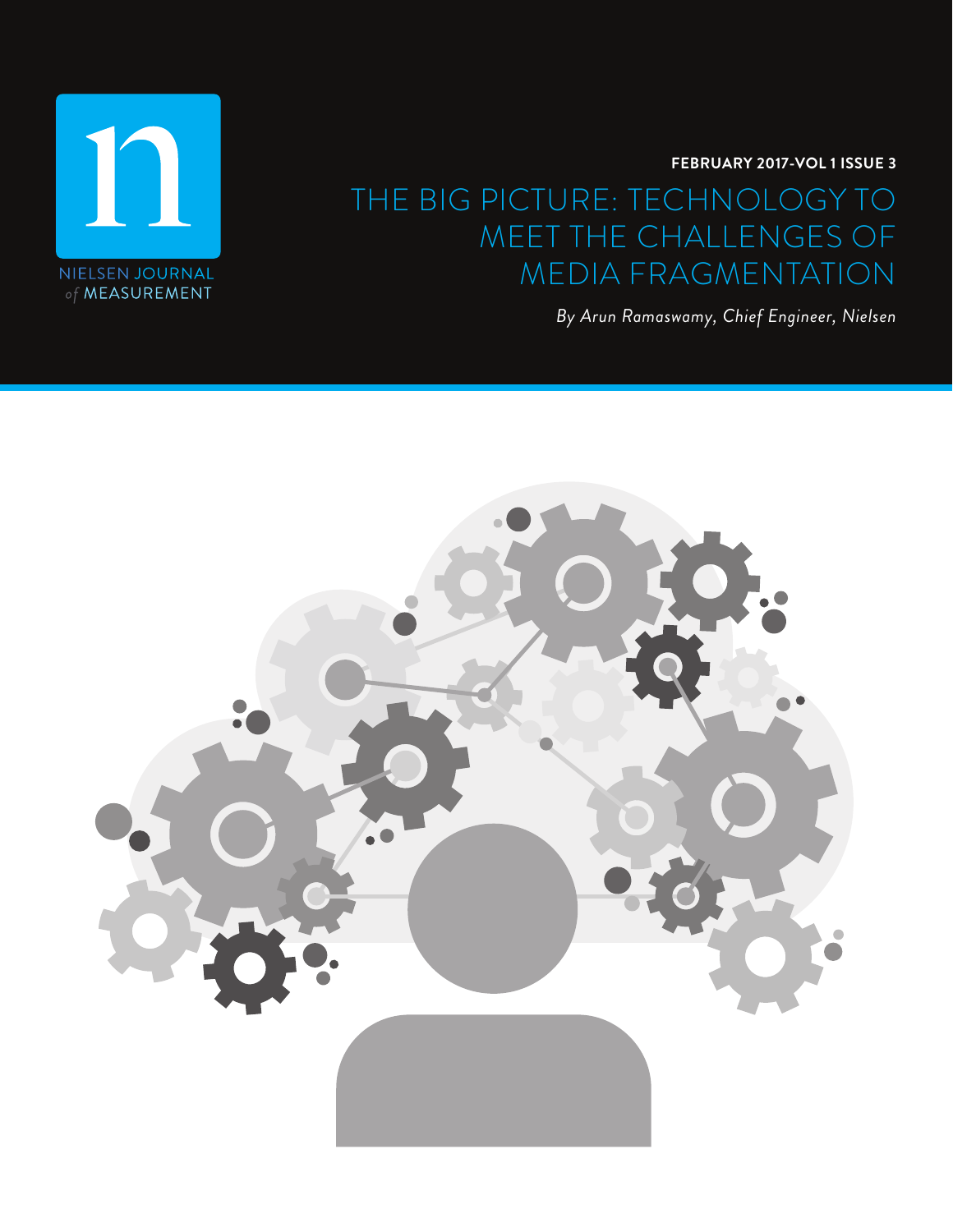NIELSEN JOURNAL of MEASUREMENT

**FEBRUARY 2017-VOL 1 ISSUE 3**

# THE BIG PICTURE: TECHNOLOGY TO MEET THE CHALLENGES OF MEDIA FRAGMENTATION

*By Arun Ramaswamy, Chief Engineer, Nielsen*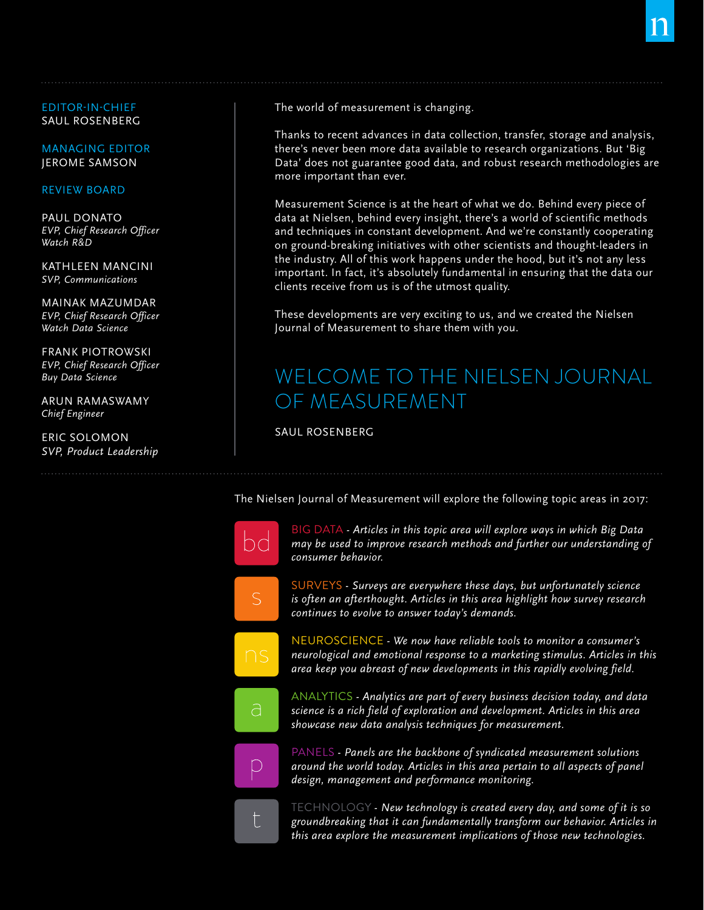EDITOR-IN-CHIEF
SAUL ROSENBERG

MANAGING EDITOR
JEROME SAMSON

REVIEW BOARD

PAUL DONATO
*EVP, Chief Research Officer*
*Watch R&D*

KATHLEEN MANCINI
*SVP, Communications*

MAINAK MAZUMDAR
*EVP, Chief Research Officer*
*Watch Data Science*

FRANK PIOTROWSKI
*EVP, Chief Research Officer*
*Buy Data Science*

ARUN RAMASWAMY
*Chief Engineer*

ERIC SOLOMON
*SVP, Product Leadership*

The world of measurement is changing.

Thanks to recent advances in data collection, transfer, storage and analysis, there's never been more data available to research organizations. But 'Big Data' does not guarantee good data, and robust research methodologies are more important than ever.

Measurement Science is at the heart of what we do. Behind every piece of data at Nielsen, behind every insight, there's a world of scientific methods and techniques in constant development. And we're constantly cooperating on ground-breaking initiatives with other scientists and thought-leaders in the industry. All of this work happens under the hood, but it's not any less important. In fact, it's absolutely fundamental in ensuring that the data our clients receive from us is of the utmost quality.

These developments are very exciting to us, and we created the Nielsen Journal of Measurement to share them with you.

# WELCOME TO THE NIELSEN JOURNAL OF MEASUREMENT

SAUL ROSENBERG

The Nielsen Journal of Measurement will explore the following topic areas in 2017:

**bd** BIG DATA - *Articles in this topic area will explore ways in which Big Data may be used to improve research methods and further our understanding of consumer behavior.*

**s** SURVEYS - *Surveys are everywhere these days, but unfortunately science is often an afterthought. Articles in this area highlight how survey research continues to evolve to answer today's demands.*

**ns** NEUROSCIENCE - *We now have reliable tools to monitor a consumer's neurological and emotional response to a marketing stimulus. Articles in this area keep you abreast of new developments in this rapidly evolving field.*

**a** ANALYTICS - *Analytics are part of every business decision today, and data science is a rich field of exploration and development. Articles in this area showcase new data analysis techniques for measurement.*

**p** PANELS - *Panels are the backbone of syndicated measurement solutions around the world today. Articles in this area pertain to all aspects of panel design, management and performance monitoring.*

**t** TECHNOLOGY - *New technology is created every day, and some of it is so groundbreaking that it can fundamentally transform our behavior. Articles in this area explore the measurement implications of those new technologies.*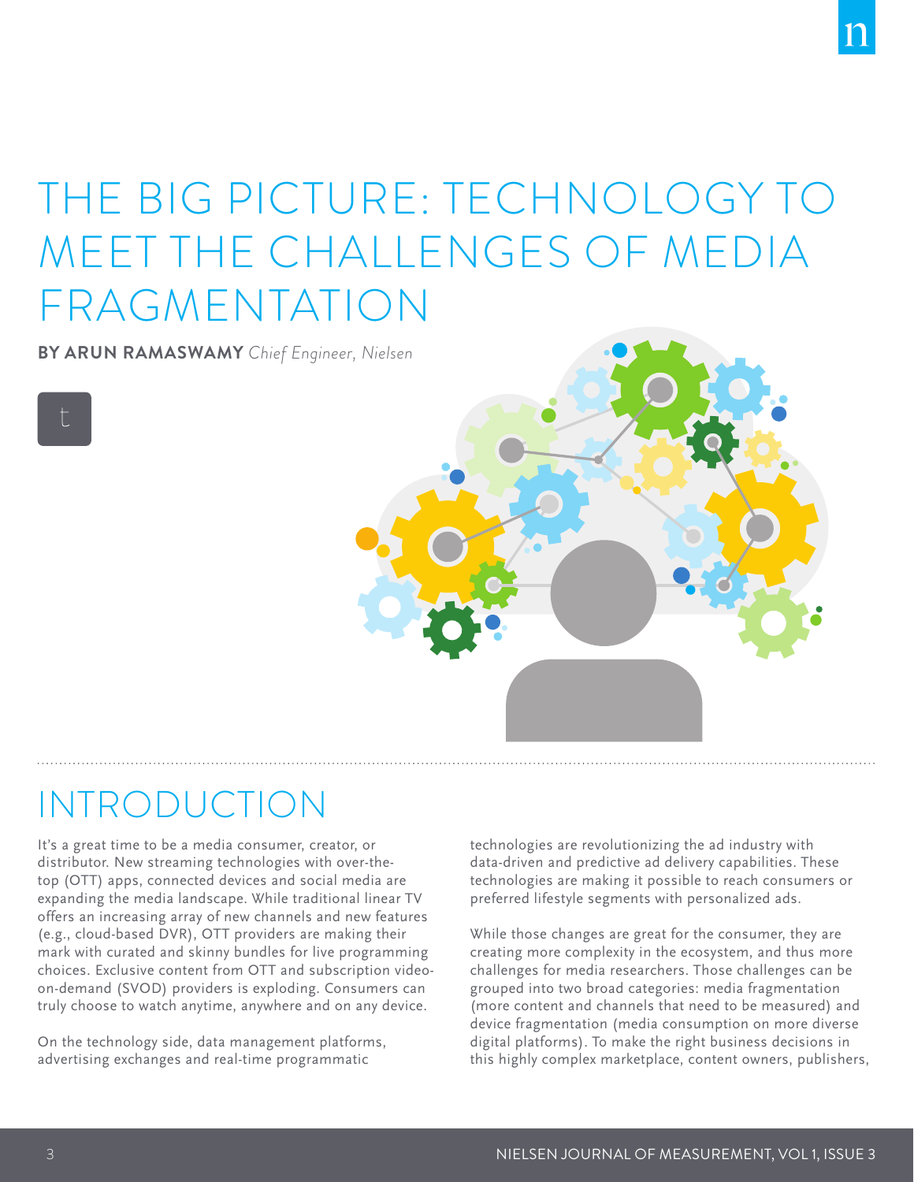# THE BIG PICTURE: TECHNOLOGY TO MEET THE CHALLENGES OF MEDIA FRAGMENTATION

**BY ARUN RAMASWAMY** *Chief Engineer, Nielsen*

## INTRODUCTION

It's a great time to be a media consumer, creator, or distributor. New streaming technologies with over-the-top (OTT) apps, connected devices and social media are expanding the media landscape. While traditional linear TV offers an increasing array of new channels and new features (e.g., cloud-based DVR), OTT providers are making their mark with curated and skinny bundles for live programming choices. Exclusive content from OTT and subscription video-on-demand (SVOD) providers is exploding. Consumers can truly choose to watch anytime, anywhere and on any device.

On the technology side, data management platforms, advertising exchanges and real-time programmatic technologies are revolutionizing the ad industry with data-driven and predictive ad delivery capabilities. These technologies are making it possible to reach consumers or preferred lifestyle segments with personalized ads.

While those changes are great for the consumer, they are creating more complexity in the ecosystem, and thus more challenges for media researchers. Those challenges can be grouped into two broad categories: media fragmentation (more content and channels that need to be measured) and device fragmentation (media consumption on more diverse digital platforms). To make the right business decisions in this highly complex marketplace, content owners, publishers,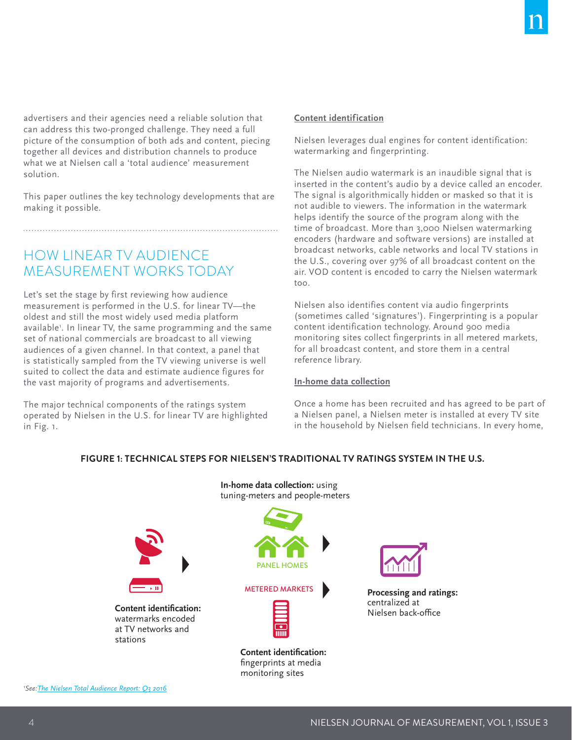advertisers and their agencies need a reliable solution that can address this two-pronged challenge. They need a full picture of the consumption of both ads and content, piecing together all devices and distribution channels to produce what we at Nielsen call a 'total audience' measurement solution.

This paper outlines the key technology developments that are making it possible.

## HOW LINEAR TV AUDIENCE MEASUREMENT WORKS TODAY

Let's set the stage by first reviewing how audience measurement is performed in the U.S. for linear TV—the oldest and still the most widely used media platform available[1]. In linear TV, the same programming and the same set of national commercials are broadcast to all viewing audiences of a given channel. In that context, a panel that is statistically sampled from the TV viewing universe is well suited to collect the data and estimate audience figures for the vast majority of programs and advertisements.

The major technical components of the ratings system operated by Nielsen in the U.S. for linear TV are highlighted in Fig. 1.

**Content identification**

Nielsen leverages dual engines for content identification: watermarking and fingerprinting.

The Nielsen audio watermark is an inaudible signal that is inserted in the content's audio by a device called an encoder. The signal is algorithmically hidden or masked so that it is not audible to viewers. The information in the watermark helps identify the source of the program along with the time of broadcast. More than 3,000 Nielsen watermarking encoders (hardware and software versions) are installed at broadcast networks, cable networks and local TV stations in the U.S., covering over 97% of all broadcast content on the air. VOD content is encoded to carry the Nielsen watermark too.

Nielsen also identifies content via audio fingerprints (sometimes called 'signatures'). Fingerprinting is a popular content identification technology. Around 900 media monitoring sites collect fingerprints in all metered markets, for all broadcast content, and store them in a central reference library.

**In-home data collection**

Once a home has been recruited and has agreed to be part of a Nielsen panel, a Nielsen meter is installed at every TV site in the household by Nielsen field technicians. In every home,

**FIGURE 1: TECHNICAL STEPS FOR NIELSEN'S TRADITIONAL TV RATINGS SYSTEM IN THE U.S.**

**Content identification:** watermarks encoded at TV networks and stations

**In-home data collection:** using tuning-meters and people-meters

PANEL HOMES

METERED MARKETS

**Content identification:** fingerprints at media monitoring sites

**Processing and ratings:** centralized at Nielsen back-office

[1] See: *The Nielsen Total Audience Report: Q3 2016*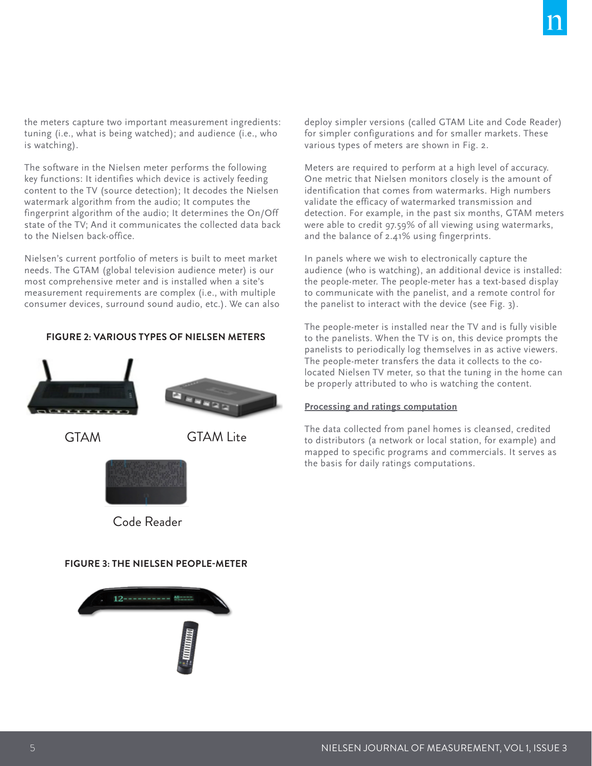the meters capture two important measurement ingredients: tuning (i.e., what is being watched); and audience (i.e., who is watching).

The software in the Nielsen meter performs the following key functions: It identifies which device is actively feeding content to the TV (source detection); It decodes the Nielsen watermark algorithm from the audio; It computes the fingerprint algorithm of the audio; It determines the On/Off state of the TV; And it communicates the collected data back to the Nielsen back-office.

Nielsen's current portfolio of meters is built to meet market needs. The GTAM (global television audience meter) is our most comprehensive meter and is installed when a site's measurement requirements are complex (i.e., with multiple consumer devices, surround sound audio, etc.). We can also deploy simpler versions (called GTAM Lite and Code Reader) for simpler configurations and for smaller markets. These various types of meters are shown in Fig. 2.

**FIGURE 2: VARIOUS TYPES OF NIELSEN METERS**

GTAM

GTAM Lite

Code Reader

Meters are required to perform at a high level of accuracy. One metric that Nielsen monitors closely is the amount of identification that comes from watermarks. High numbers validate the efficacy of watermarked transmission and detection. For example, in the past six months, GTAM meters were able to credit 97.59% of all viewing using watermarks, and the balance of 2.41% using fingerprints.

In panels where we wish to electronically capture the audience (who is watching), an additional device is installed: the people-meter. The people-meter has a text-based display to communicate with the panelist, and a remote control for the panelist to interact with the device (see Fig. 3).

**FIGURE 3: THE NIELSEN PEOPLE-METER**

The people-meter is installed near the TV and is fully visible to the panelists. When the TV is on, this device prompts the panelists to periodically log themselves in as active viewers. The people-meter transfers the data it collects to the co-located Nielsen TV meter, so that the tuning in the home can be properly attributed to who is watching the content.

**Processing and ratings computation**

The data collected from panel homes is cleansed, credited to distributors (a network or local station, for example) and mapped to specific programs and commercials. It serves as the basis for daily ratings computations.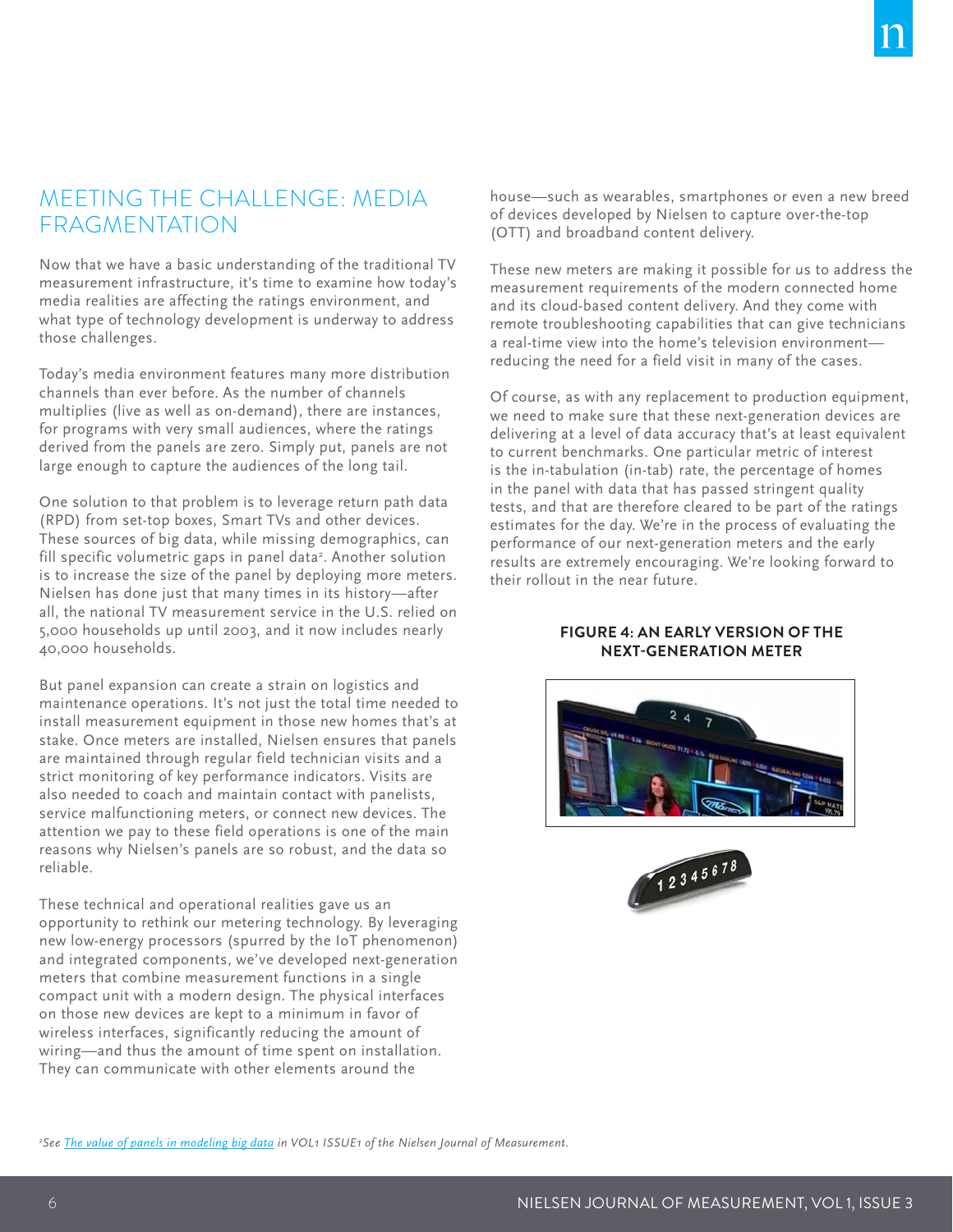## MEETING THE CHALLENGE: MEDIA FRAGMENTATION

Now that we have a basic understanding of the traditional TV measurement infrastructure, it's time to examine how today's media realities are affecting the ratings environment, and what type of technology development is underway to address those challenges.

Today's media environment features many more distribution channels than ever before. As the number of channels multiplies (live as well as on-demand), there are instances, for programs with very small audiences, where the ratings derived from the panels are zero. Simply put, panels are not large enough to capture the audiences of the long tail.

One solution to that problem is to leverage return path data (RPD) from set-top boxes, Smart TVs and other devices. These sources of big data, while missing demographics, can fill specific volumetric gaps in panel data[2]. Another solution is to increase the size of the panel by deploying more meters. Nielsen has done just that many times in its history—after all, the national TV measurement service in the U.S. relied on 5,000 households up until 2003, and it now includes nearly 40,000 households.

But panel expansion can create a strain on logistics and maintenance operations. It's not just the total time needed to install measurement equipment in those new homes that's at stake. Once meters are installed, Nielsen ensures that panels are maintained through regular field technician visits and a strict monitoring of key performance indicators. Visits are also needed to coach and maintain contact with panelists, service malfunctioning meters, or connect new devices. The attention we pay to these field operations is one of the main reasons why Nielsen's panels are so robust, and the data so reliable.

These technical and operational realities gave us an opportunity to rethink our metering technology. By leveraging new low-energy processors (spurred by the IoT phenomenon) and integrated components, we've developed next-generation meters that combine measurement functions in a single compact unit with a modern design. The physical interfaces on those new devices are kept to a minimum in favor of wireless interfaces, significantly reducing the amount of wiring—and thus the amount of time spent on installation. They can communicate with other elements around the house—such as wearables, smartphones or even a new breed of devices developed by Nielsen to capture over-the-top (OTT) and broadband content delivery.

These new meters are making it possible for us to address the measurement requirements of the modern connected home and its cloud-based content delivery. And they come with remote troubleshooting capabilities that can give technicians a real-time view into the home's television environment—reducing the need for a field visit in many of the cases.

Of course, as with any replacement to production equipment, we need to make sure that these next-generation devices are delivering at a level of data accuracy that's at least equivalent to current benchmarks. One particular metric of interest is the in-tabulation (in-tab) rate, the percentage of homes in the panel with data that has passed stringent quality tests, and that are therefore cleared to be part of the ratings estimates for the day. We're in the process of evaluating the performance of our next-generation meters and the early results are extremely encouraging. We're looking forward to their rollout in the near future.

**FIGURE 4: AN EARLY VERSION OF THE NEXT-GENERATION METER**

[2] *See [The value of panels in modeling big data](The value of panels in modeling big data) in VOL1 ISSUE1 of the Nielsen Journal of Measurement.*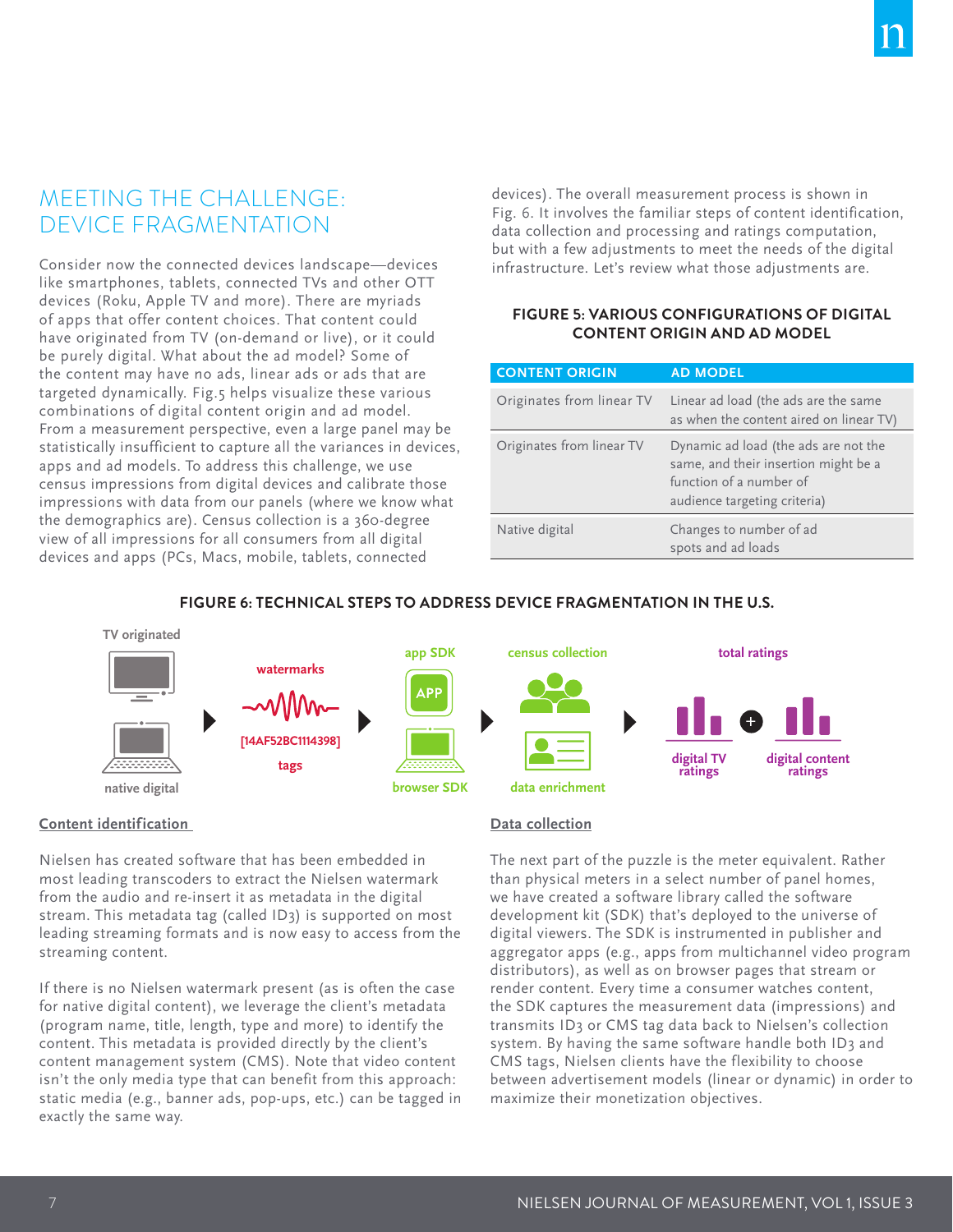## MEETING THE CHALLENGE: DEVICE FRAGMENTATION

Consider now the connected devices landscape—devices like smartphones, tablets, connected TVs and other OTT devices (Roku, Apple TV and more). There are myriads of apps that offer content choices. That content could have originated from TV (on-demand or live), or it could be purely digital. What about the ad model? Some of the content may have no ads, linear ads or ads that are targeted dynamically. Fig.5 helps visualize these various combinations of digital content origin and ad model. From a measurement perspective, even a large panel may be statistically insufficient to capture all the variances in devices, apps and ad models. To address this challenge, we use census impressions from digital devices and calibrate those impressions with data from our panels (where we know what the demographics are). Census collection is a 360-degree view of all impressions for all consumers from all digital devices and apps (PCs, Macs, mobile, tablets, connected devices). The overall measurement process is shown in Fig. 6. It involves the familiar steps of content identification, data collection and processing and ratings computation, but with a few adjustments to meet the needs of the digital infrastructure. Let's review what those adjustments are.

**FIGURE 5: VARIOUS CONFIGURATIONS OF DIGITAL CONTENT ORIGIN AND AD MODEL**

| CONTENT ORIGIN | AD MODEL |
|---|---|
| Originates from linear TV | Linear ad load (the ads are the same as when the content aired on linear TV) |
| Originates from linear TV | Dynamic ad load (the ads are not the same, and their insertion might be a function of a number of audience targeting criteria) |
| Native digital | Changes to number of ad spots and ad loads |

**FIGURE 6: TECHNICAL STEPS TO ADDRESS DEVICE FRAGMENTATION IN THE U.S.**

TV originated / native digital → watermarks [14AF52BC1114398] tags → app SDK / browser SDK → census collection / data enrichment → total ratings: digital TV ratings + digital content ratings

### Content identification

Nielsen has created software that has been embedded in most leading transcoders to extract the Nielsen watermark from the audio and re-insert it as metadata in the digital stream. This metadata tag (called ID3) is supported on most leading streaming formats and is now easy to access from the streaming content.

If there is no Nielsen watermark present (as is often the case for native digital content), we leverage the client's metadata (program name, title, length, type and more) to identify the content. This metadata is provided directly by the client's content management system (CMS). Note that video content isn't the only media type that can benefit from this approach: static media (e.g., banner ads, pop-ups, etc.) can be tagged in exactly the same way.

### Data collection

The next part of the puzzle is the meter equivalent. Rather than physical meters in a select number of panel homes, we have created a software library called the software development kit (SDK) that's deployed to the universe of digital viewers. The SDK is instrumented in publisher and aggregator apps (e.g., apps from multichannel video program distributors), as well as on browser pages that stream or render content. Every time a consumer watches content, the SDK captures the measurement data (impressions) and transmits ID3 or CMS tag data back to Nielsen's collection system. By having the same software handle both ID3 and CMS tags, Nielsen clients have the flexibility to choose between advertisement models (linear or dynamic) in order to maximize their monetization objectives.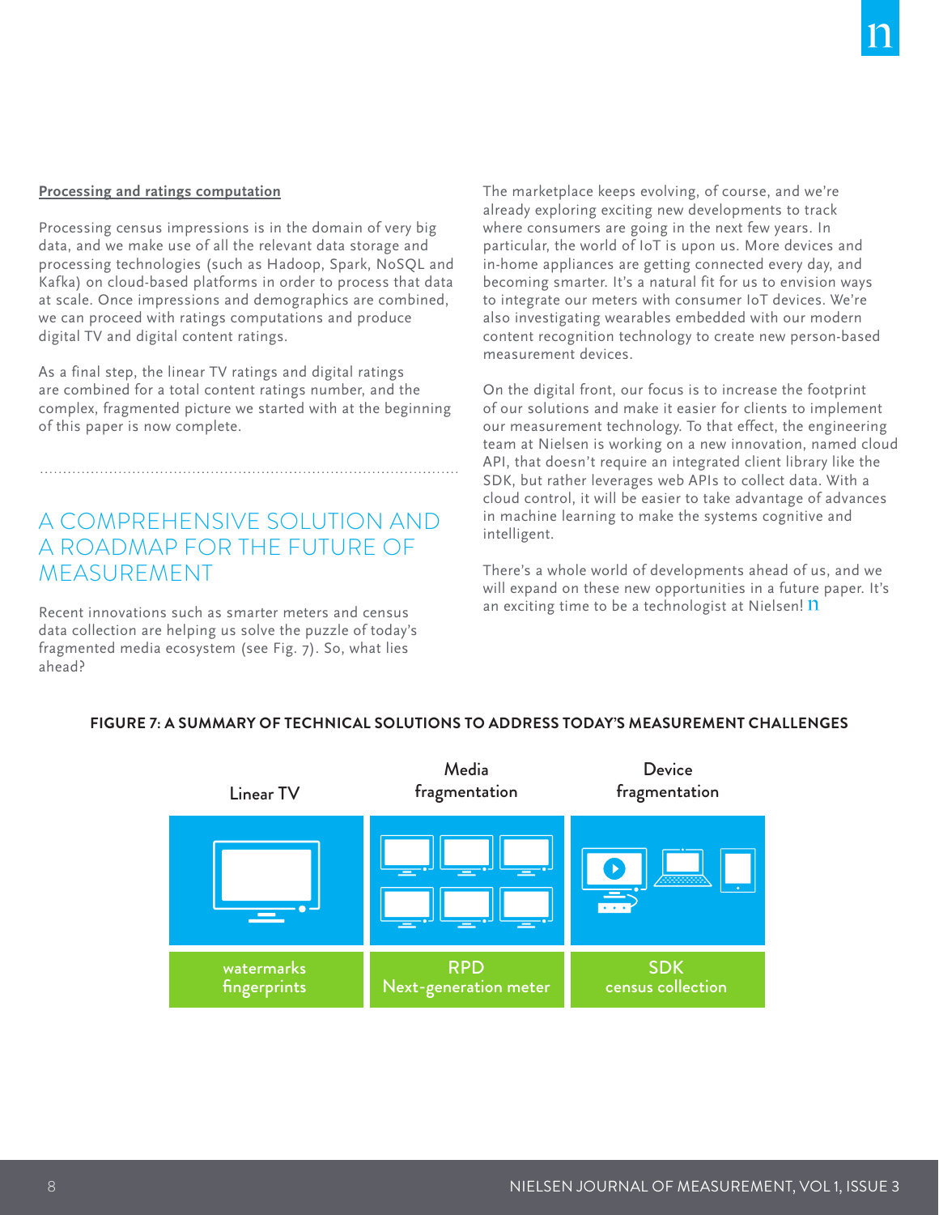**Processing and ratings computation**

Processing census impressions is in the domain of very big data, and we make use of all the relevant data storage and processing technologies (such as Hadoop, Spark, NoSQL and Kafka) on cloud-based platforms in order to process that data at scale. Once impressions and demographics are combined, we can proceed with ratings computations and produce digital TV and digital content ratings.

As a final step, the linear TV ratings and digital ratings are combined for a total content ratings number, and the complex, fragmented picture we started with at the beginning of this paper is now complete.

## A COMPREHENSIVE SOLUTION AND A ROADMAP FOR THE FUTURE OF MEASUREMENT

Recent innovations such as smarter meters and census data collection are helping us solve the puzzle of today's fragmented media ecosystem (see Fig. 7). So, what lies ahead?

The marketplace keeps evolving, of course, and we're already exploring exciting new developments to track where consumers are going in the next few years. In particular, the world of IoT is upon us. More devices and in-home appliances are getting connected every day, and becoming smarter. It's a natural fit for us to envision ways to integrate our meters with consumer IoT devices. We're also investigating wearables embedded with our modern content recognition technology to create new person-based measurement devices.

On the digital front, our focus is to increase the footprint of our solutions and make it easier for clients to implement our measurement technology. To that effect, the engineering team at Nielsen is working on a new innovation, named cloud API, that doesn't require an integrated client library like the SDK, but rather leverages web APIs to collect data. With a cloud control, it will be easier to take advantage of advances in machine learning to make the systems cognitive and intelligent.

There's a whole world of developments ahead of us, and we will expand on these new opportunities in a future paper. It's an exciting time to be a technologist at Nielsen!

**FIGURE 7: A SUMMARY OF TECHNICAL SOLUTIONS TO ADDRESS TODAY'S MEASUREMENT CHALLENGES**

| Linear TV | Media fragmentation | Device fragmentation |
|---|---|---|
| watermarks fingerprints | RPD Next-generation meter | SDK census collection |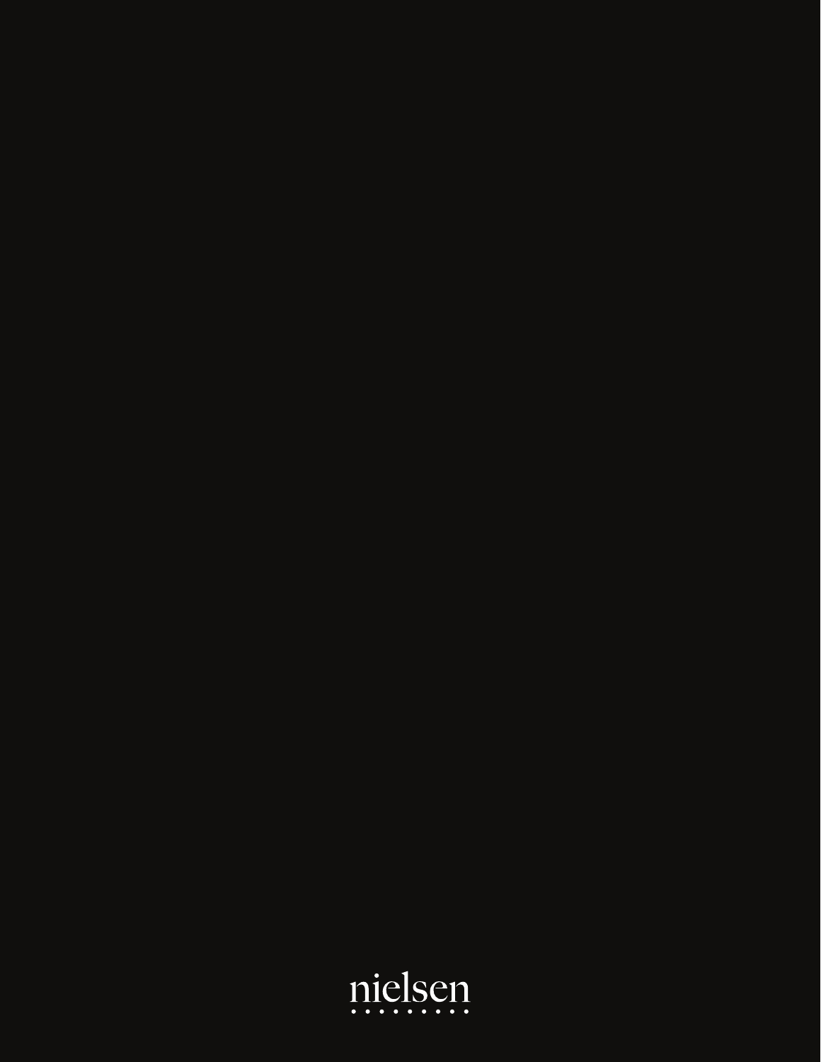nielsen